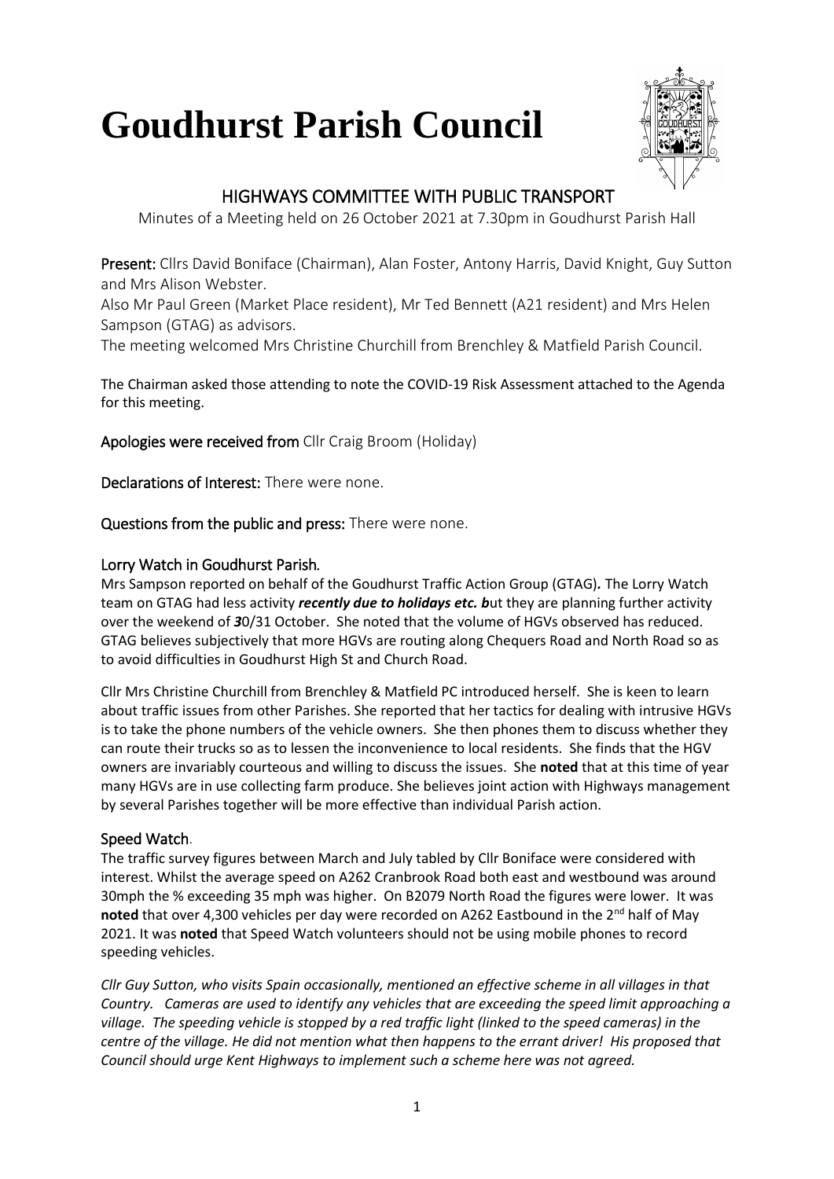# Goudhurst Parish Council

## HIGHWAYS COMMITTEE WITH PUBLIC TRANSPORT

Minutes of a Meeting held on 26 October 2021 at 7.30pm in Goudhurst Parish Hall

**Present:** Cllrs David Boniface (Chairman), Alan Foster, Antony Harris, David Knight, Guy Sutton and Mrs Alison Webster.
Also Mr Paul Green (Market Place resident), Mr Ted Bennett (A21 resident) and Mrs Helen Sampson (GTAG) as advisors.
The meeting welcomed Mrs Christine Churchill from Brenchley & Matfield Parish Council.

The Chairman asked those attending to note the COVID-19 Risk Assessment attached to the Agenda for this meeting.

**Apologies were received from** Cllr Craig Broom (Holiday)

**Declarations of Interest:** There were none.

**Questions from the public and press:** There were none.

### Lorry Watch in Goudhurst Parish.

Mrs Sampson reported on behalf of the Goudhurst Traffic Action Group (GTAG)***.*** The Lorry Watch team on GTAG had less activity ***recently due to holidays etc. b***ut they are planning further activity over the weekend of ***3***0/31 October. She noted that the volume of HGVs observed has reduced. GTAG believes subjectively that more HGVs are routing along Chequers Road and North Road so as to avoid difficulties in Goudhurst High St and Church Road.

Cllr Mrs Christine Churchill from Brenchley & Matfield PC introduced herself. She is keen to learn about traffic issues from other Parishes. She reported that her tactics for dealing with intrusive HGVs is to take the phone numbers of the vehicle owners. She then phones them to discuss whether they can route their trucks so as to lessen the inconvenience to local residents. She finds that the HGV owners are invariably courteous and willing to discuss the issues. She **noted** that at this time of year many HGVs are in use collecting farm produce. She believes joint action with Highways management by several Parishes together will be more effective than individual Parish action.

### Speed Watch.

The traffic survey figures between March and July tabled by Cllr Boniface were considered with interest. Whilst the average speed on A262 Cranbrook Road both east and westbound was around 30mph the % exceeding 35 mph was higher. On B2079 North Road the figures were lower. It was **noted** that over 4,300 vehicles per day were recorded on A262 Eastbound in the 2nd half of May 2021. It was **noted** that Speed Watch volunteers should not be using mobile phones to record speeding vehicles.

*Cllr Guy Sutton, who visits Spain occasionally, mentioned an effective scheme in all villages in that Country. Cameras are used to identify any vehicles that are exceeding the speed limit approaching a village. The speeding vehicle is stopped by a red traffic light (linked to the speed cameras) in the centre of the village. He did not mention what then happens to the errant driver! His proposed that Council should urge Kent Highways to implement such a scheme here was not agreed.*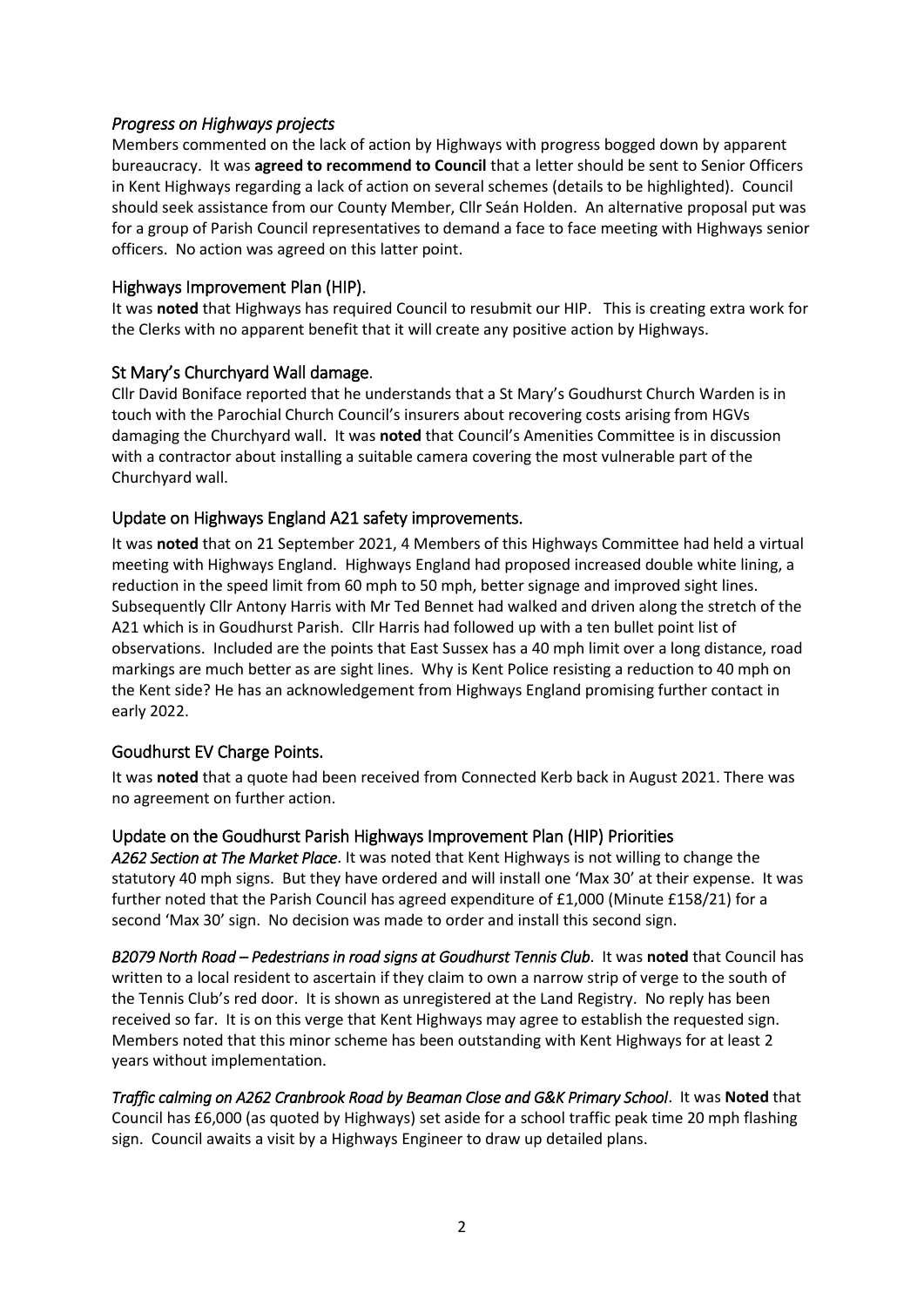### *Progress on Highways projects*

Members commented on the lack of action by Highways with progress bogged down by apparent bureaucracy. It was **agreed to recommend to Council** that a letter should be sent to Senior Officers in Kent Highways regarding a lack of action on several schemes (details to be highlighted). Council should seek assistance from our County Member, Cllr Seán Holden. An alternative proposal put was for a group of Parish Council representatives to demand a face to face meeting with Highways senior officers. No action was agreed on this latter point.

### Highways Improvement Plan (HIP).

It was **noted** that Highways has required Council to resubmit our HIP. This is creating extra work for the Clerks with no apparent benefit that it will create any positive action by Highways.

### St Mary's Churchyard Wall damage.

Cllr David Boniface reported that he understands that a St Mary's Goudhurst Church Warden is in touch with the Parochial Church Council's insurers about recovering costs arising from HGVs damaging the Churchyard wall. It was **noted** that Council's Amenities Committee is in discussion with a contractor about installing a suitable camera covering the most vulnerable part of the Churchyard wall.

### Update on Highways England A21 safety improvements.

It was **noted** that on 21 September 2021, 4 Members of this Highways Committee had held a virtual meeting with Highways England. Highways England had proposed increased double white lining, a reduction in the speed limit from 60 mph to 50 mph, better signage and improved sight lines. Subsequently Cllr Antony Harris with Mr Ted Bennet had walked and driven along the stretch of the A21 which is in Goudhurst Parish. Cllr Harris had followed up with a ten bullet point list of observations. Included are the points that East Sussex has a 40 mph limit over a long distance, road markings are much better as are sight lines. Why is Kent Police resisting a reduction to 40 mph on the Kent side? He has an acknowledgement from Highways England promising further contact in early 2022.

### Goudhurst EV Charge Points.

It was **noted** that a quote had been received from Connected Kerb back in August 2021. There was no agreement on further action.

### Update on the Goudhurst Parish Highways Improvement Plan (HIP) Priorities

***A262 Section at The Market Place***. It was noted that Kent Highways is not willing to change the statutory 40 mph signs. But they have ordered and will install one 'Max 30' at their expense. It was further noted that the Parish Council has agreed expenditure of £1,000 (Minute £158/21) for a second 'Max 30' sign. No decision was made to order and install this second sign.

***B2079 North Road – Pedestrians in road signs at Goudhurst Tennis Club***. It was **noted** that Council has written to a local resident to ascertain if they claim to own a narrow strip of verge to the south of the Tennis Club's red door. It is shown as unregistered at the Land Registry. No reply has been received so far. It is on this verge that Kent Highways may agree to establish the requested sign. Members noted that this minor scheme has been outstanding with Kent Highways for at least 2 years without implementation.

***Traffic calming on A262 Cranbrook Road by Beaman Close and G&K Primary School***. It was **Noted** that Council has £6,000 (as quoted by Highways) set aside for a school traffic peak time 20 mph flashing sign. Council awaits a visit by a Highways Engineer to draw up detailed plans.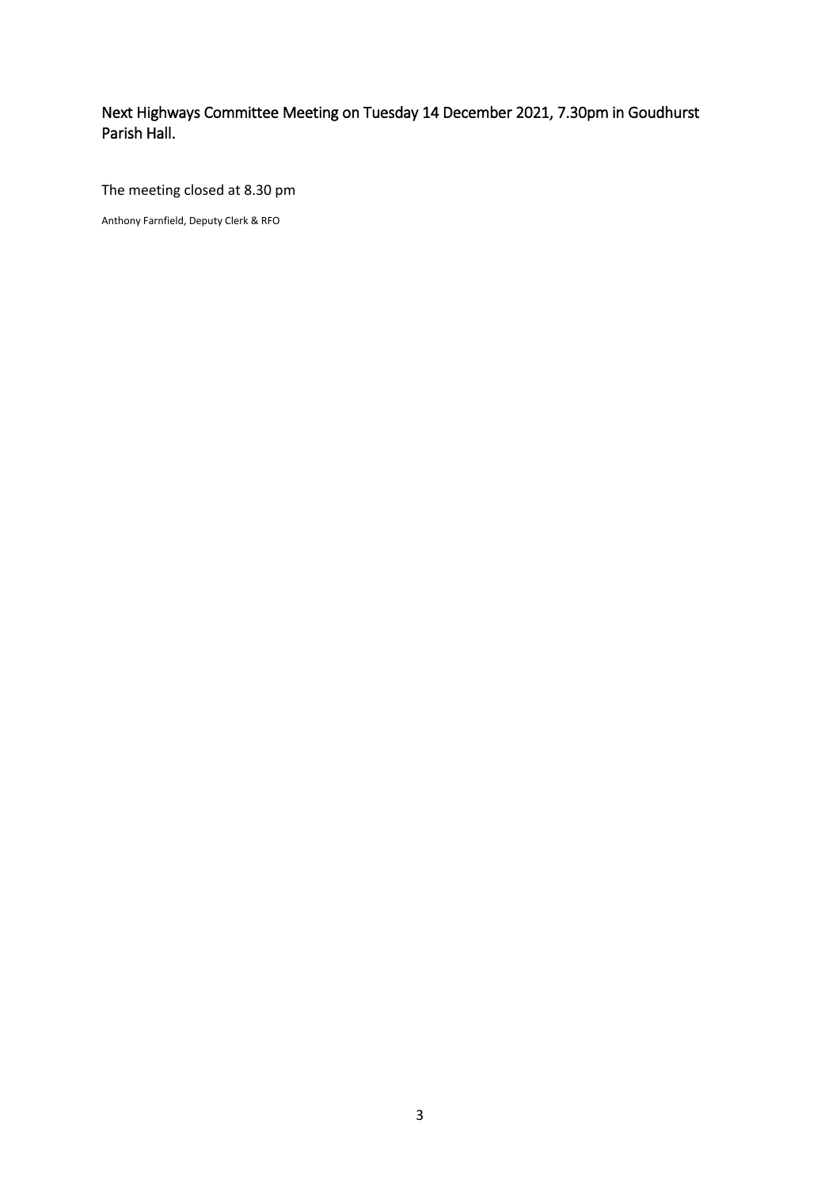## Next Highways Committee Meeting on Tuesday 14 December 2021, 7.30pm in Goudhurst Parish Hall.

The meeting closed at 8.30 pm

Anthony Farnfield, Deputy Clerk & RFO